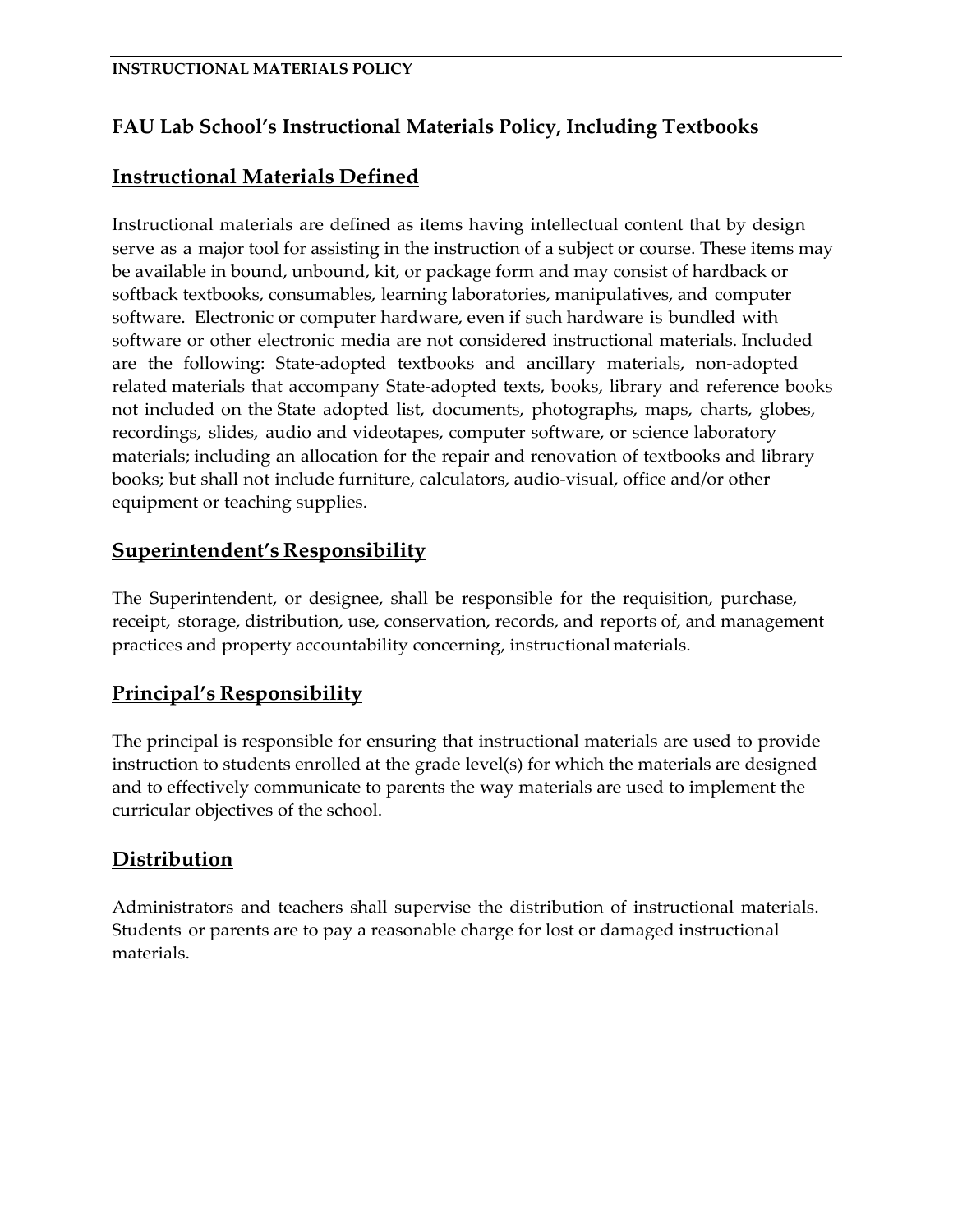# FAU Lab School's Instructional Materials Policy, Including Textbooks

## Instructional Materials Defined

Instructional materials are defined as items having intellectual content that by design serve as a major tool for assisting in the instruction of a subject or course. These items may be available in bound, unbound, kit, or package form and may consist of hardback or softback textbooks, consumables, learning laboratories, manipulatives, and computer software. Electronic or computer hardware, even if such hardware is bundled with software or other electronic media are not considered instructional materials. Included are the following: State-adopted textbooks and ancillary materials, non-adopted related materials that accompany State-adopted texts, books, library and reference books not included on the State adopted list, documents, photographs, maps, charts, globes, recordings, slides, audio and videotapes, computer software, or science laboratory materials; including an allocation for the repair and renovation of textbooks and library books; but shall not include furniture, calculators, audio-visual, office and/or other equipment or teaching supplies.

## Superintendent's Responsibility

The Superintendent, or designee, shall be responsible for the requisition, purchase, receipt, storage, distribution, use, conservation, records, and reports of, and management practices and property accountability concerning, instructional materials.

## Principal's Responsibility

The principal is responsible for ensuring that instructional materials are used to provide instruction to students enrolled at the grade level(s) for which the materials are designed and to effectively communicate to parents the way materials are used to implement the curricular objectives of the school.

## Distribution

Administrators and teachers shall supervise the distribution of instructional materials. Students or parents are to pay a reasonable charge for lost or damaged instructional materials.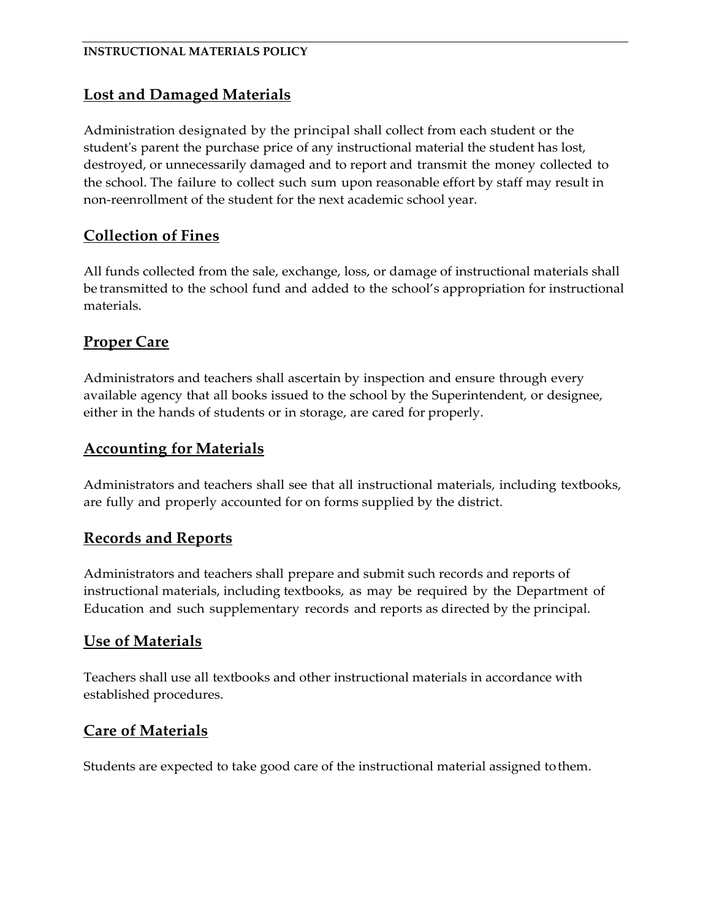## Lost and Damaged Materials

Administration designated by the principal shall collect from each student or the student's parent the purchase price of any instructional material the student has lost, destroyed, or unnecessarily damaged and to report and transmit the money collected to the school. The failure to collect such sum upon reasonable effort by staff may result in non-reenrollment of the student for the next academic school year.

## Collection of Fines

All funds collected from the sale, exchange, loss, or damage of instructional materials shall be transmitted to the school fund and added to the school's appropriation for instructional materials.

## Proper Care

Administrators and teachers shall ascertain by inspection and ensure through every available agency that all books issued to the school by the Superintendent, or designee, either in the hands of students or in storage, are cared for properly.

## Accounting for Materials

Administrators and teachers shall see that all instructional materials, including textbooks, are fully and properly accounted for on forms supplied by the district.

## Records and Reports

Administrators and teachers shall prepare and submit such records and reports of instructional materials, including textbooks, as may be required by the Department of Education and such supplementary records and reports as directed by the principal.

## Use of Materials

Teachers shall use all textbooks and other instructional materials in accordance with established procedures.

## Care of Materials

Students are expected to take good care of the instructional material assigned to them.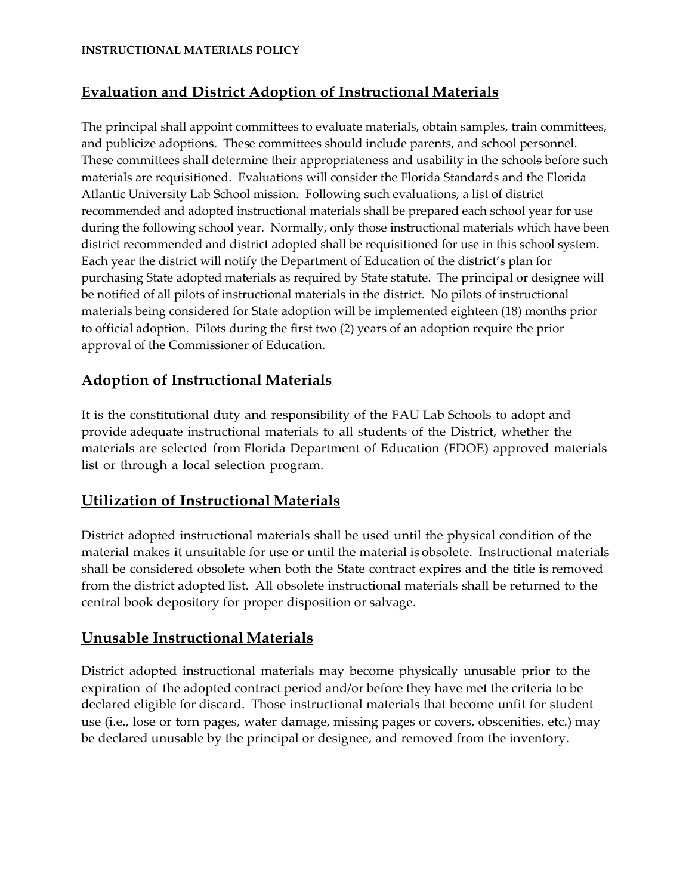## Evaluation and District Adoption of Instructional Materials

The principal shall appoint committees to evaluate materials, obtain samples, train committees, and publicize adoptions. These committees should include parents, and school personnel. These committees shall determine their appropriateness and usability in the school~~s~~ before such materials are requisitioned. Evaluations will consider the Florida Standards and the Florida Atlantic University Lab School mission. Following such evaluations, a list of district recommended and adopted instructional materials shall be prepared each school year for use during the following school year. Normally, only those instructional materials which have been district recommended and district adopted shall be requisitioned for use in this school system. Each year the district will notify the Department of Education of the district's plan for purchasing State adopted materials as required by State statute. The principal or designee will be notified of all pilots of instructional materials in the district. No pilots of instructional materials being considered for State adoption will be implemented eighteen (18) months prior to official adoption. Pilots during the first two (2) years of an adoption require the prior approval of the Commissioner of Education.

## Adoption of Instructional Materials

It is the constitutional duty and responsibility of the FAU Lab Schools to adopt and provide adequate instructional materials to all students of the District, whether the materials are selected from Florida Department of Education (FDOE) approved materials list or through a local selection program.

## Utilization of Instructional Materials

District adopted instructional materials shall be used until the physical condition of the material makes it unsuitable for use or until the material is obsolete. Instructional materials shall be considered obsolete when ~~both~~ the State contract expires and the title is removed from the district adopted list. All obsolete instructional materials shall be returned to the central book depository for proper disposition or salvage.

## Unusable Instructional Materials

District adopted instructional materials may become physically unusable prior to the expiration of the adopted contract period and/or before they have met the criteria to be declared eligible for discard. Those instructional materials that become unfit for student use (i.e., lose or torn pages, water damage, missing pages or covers, obscenities, etc.) may be declared unusable by the principal or designee, and removed from the inventory.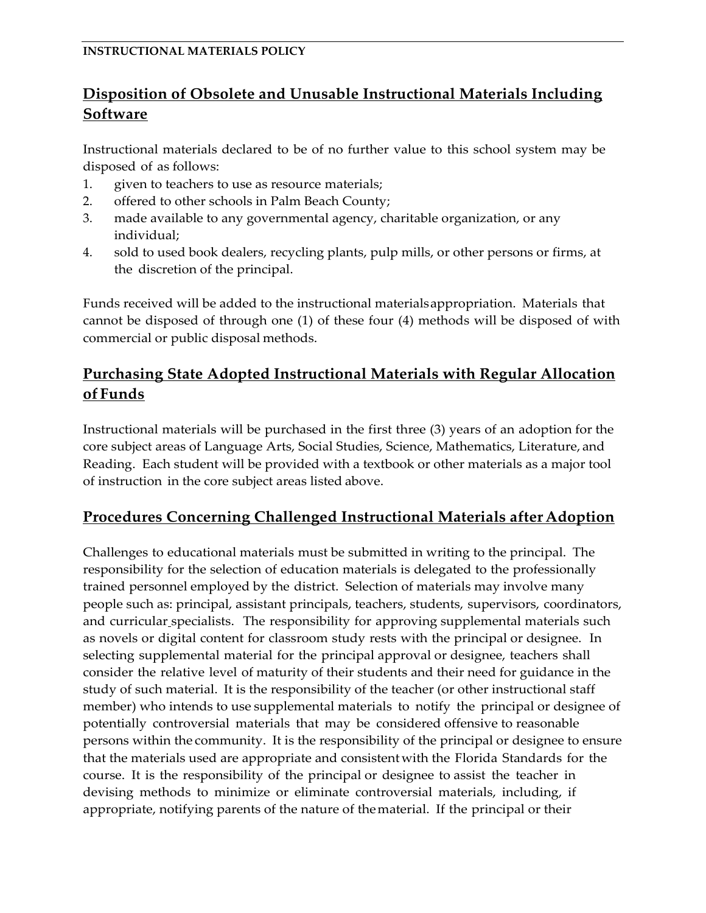## Disposition of Obsolete and Unusable Instructional Materials Including Software

Instructional materials declared to be of no further value to this school system may be disposed of as follows:

1. given to teachers to use as resource materials;
2. offered to other schools in Palm Beach County;
3. made available to any governmental agency, charitable organization, or any individual;
4. sold to used book dealers, recycling plants, pulp mills, or other persons or firms, at the discretion of the principal.

Funds received will be added to the instructional materials appropriation. Materials that cannot be disposed of through one (1) of these four (4) methods will be disposed of with commercial or public disposal methods.

## Purchasing State Adopted Instructional Materials with Regular Allocation of Funds

Instructional materials will be purchased in the first three (3) years of an adoption for the core subject areas of Language Arts, Social Studies, Science, Mathematics, Literature, and Reading. Each student will be provided with a textbook or other materials as a major tool of instruction in the core subject areas listed above.

## Procedures Concerning Challenged Instructional Materials after Adoption

Challenges to educational materials must be submitted in writing to the principal. The responsibility for the selection of education materials is delegated to the professionally trained personnel employed by the district. Selection of materials may involve many people such as: principal, assistant principals, teachers, students, supervisors, coordinators, and curricular specialists. The responsibility for approving supplemental materials such as novels or digital content for classroom study rests with the principal or designee. In selecting supplemental material for the principal approval or designee, teachers shall consider the relative level of maturity of their students and their need for guidance in the study of such material. It is the responsibility of the teacher (or other instructional staff member) who intends to use supplemental materials to notify the principal or designee of potentially controversial materials that may be considered offensive to reasonable persons within the community. It is the responsibility of the principal or designee to ensure that the materials used are appropriate and consistent with the Florida Standards for the course. It is the responsibility of the principal or designee to assist the teacher in devising methods to minimize or eliminate controversial materials, including, if appropriate, notifying parents of the nature of the material. If the principal or their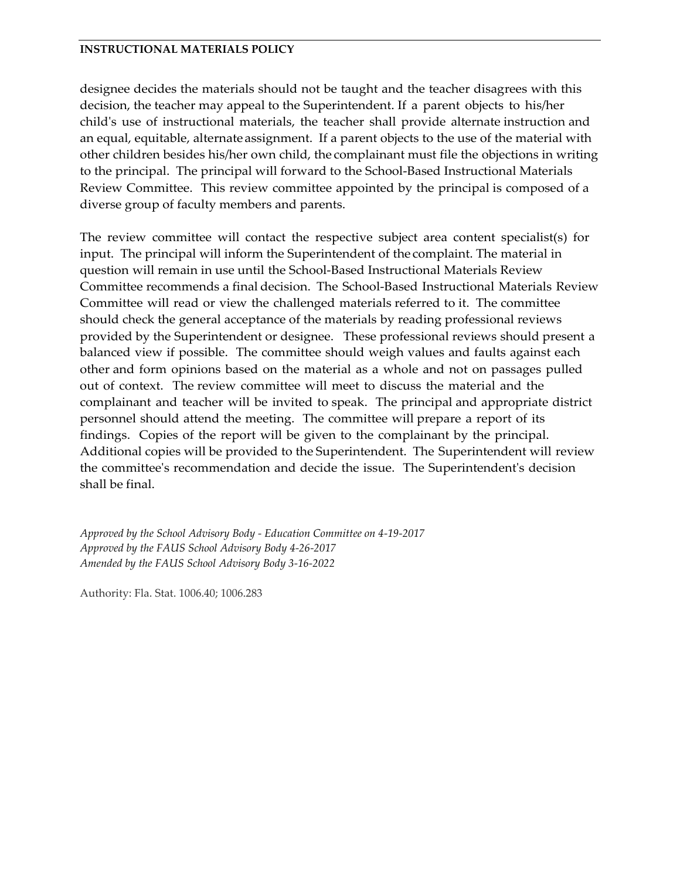designee decides the materials should not be taught and the teacher disagrees with this decision, the teacher may appeal to the Superintendent. If a parent objects to his/her child's use of instructional materials, the teacher shall provide alternate instruction and an equal, equitable, alternate assignment. If a parent objects to the use of the material with other children besides his/her own child, the complainant must file the objections in writing to the principal. The principal will forward to the School-Based Instructional Materials Review Committee. This review committee appointed by the principal is composed of a diverse group of faculty members and parents.

The review committee will contact the respective subject area content specialist(s) for input. The principal will inform the Superintendent of the complaint. The material in question will remain in use until the School-Based Instructional Materials Review Committee recommends a final decision. The School-Based Instructional Materials Review Committee will read or view the challenged materials referred to it. The committee should check the general acceptance of the materials by reading professional reviews provided by the Superintendent or designee. These professional reviews should present a balanced view if possible. The committee should weigh values and faults against each other and form opinions based on the material as a whole and not on passages pulled out of context. The review committee will meet to discuss the material and the complainant and teacher will be invited to speak. The principal and appropriate district personnel should attend the meeting. The committee will prepare a report of its findings. Copies of the report will be given to the complainant by the principal. Additional copies will be provided to the Superintendent. The Superintendent will review the committee's recommendation and decide the issue. The Superintendent's decision shall be final.

*Approved by the School Advisory Body - Education Committee on 4-19-2017*
*Approved by the FAUS School Advisory Body 4-26-2017*
*Amended by the FAUS School Advisory Body 3-16-2022*

Authority: Fla. Stat. 1006.40; 1006.283